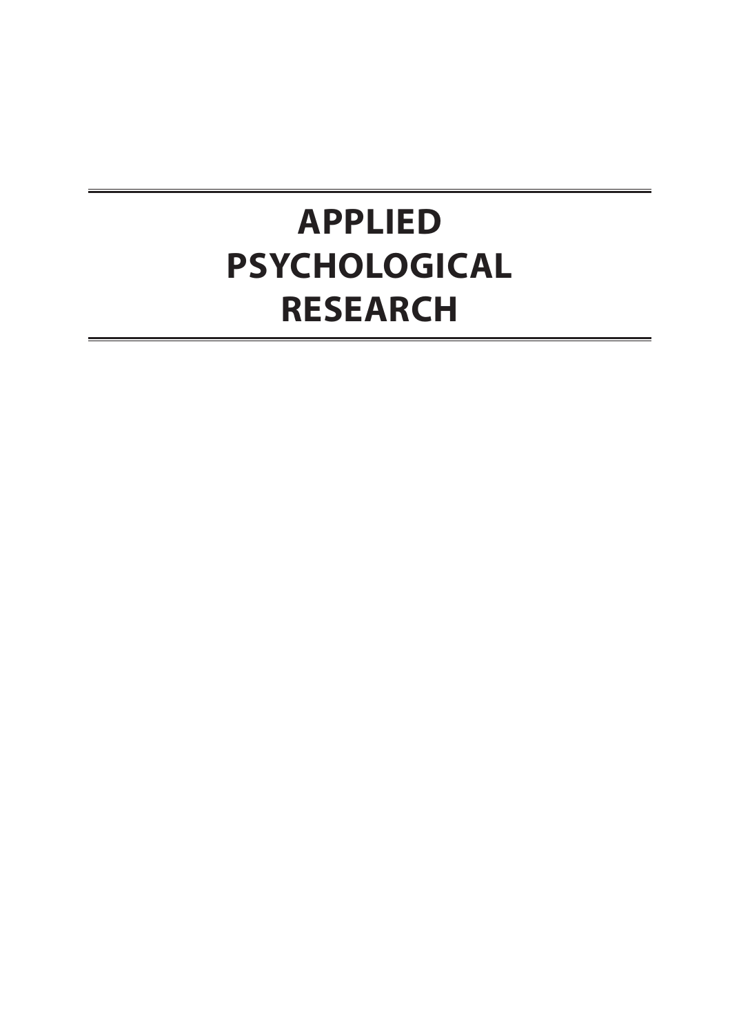# APPLIED PSYCHOLOGICAL RESEARCH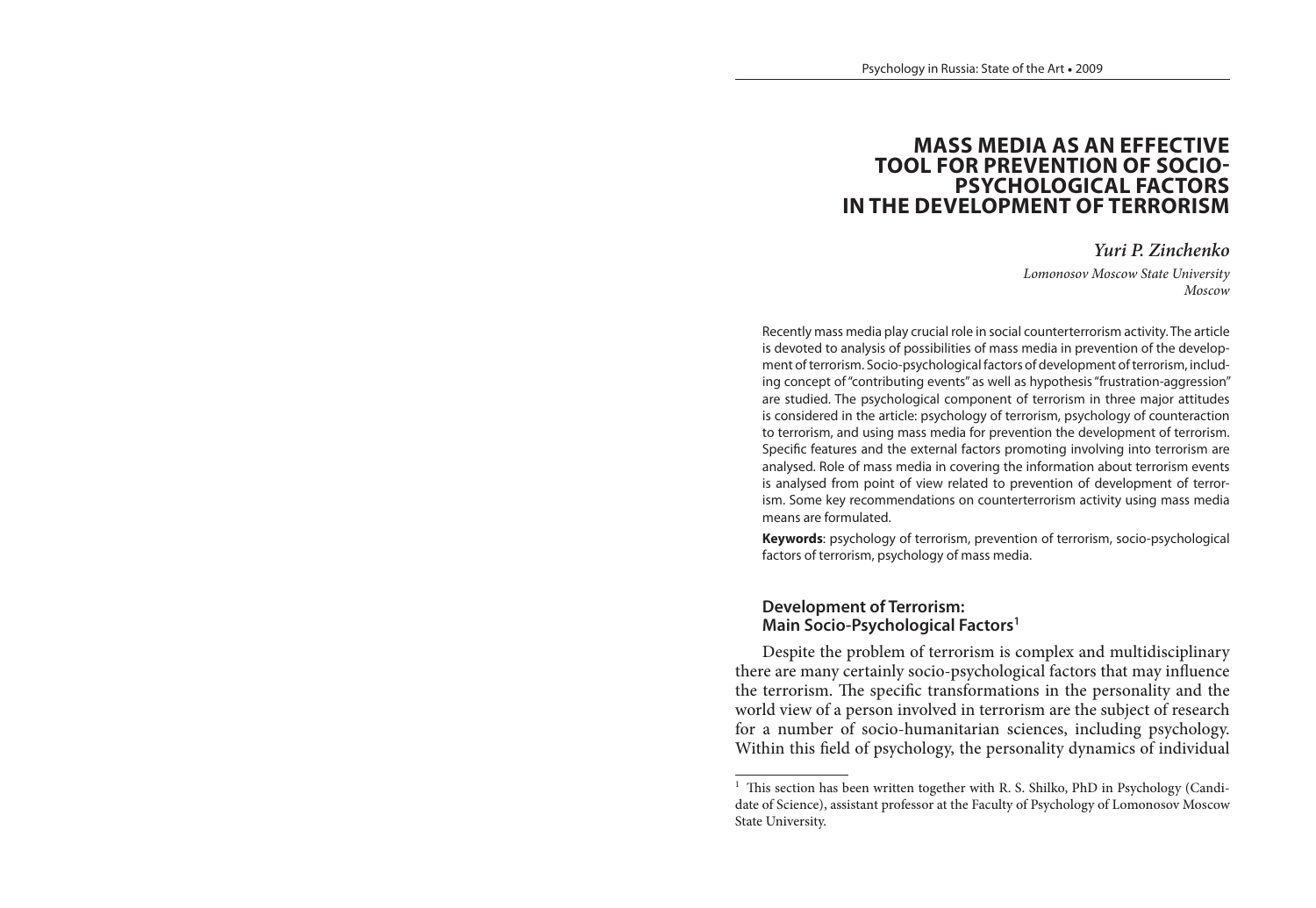# MASS MEDIA AS AN EFFECTIVE TOOL FOR PREVENTION OF SOCIO-PSYCHOLOGICAL FACTORS IN THE DEVELOPMENT OF TERRORISM

***Yuri P. Zinchenko***

*Lomonosov Moscow State University*
*Moscow*

Recently mass media play crucial role in social counterterrorism activity. The article is devoted to analysis of possibilities of mass media in prevention of the development of terrorism. Socio-psychological factors of development of terrorism, including concept of "contributing events" as well as hypothesis "frustration-aggression" are studied. The psychological component of terrorism in three major attitudes is considered in the article: psychology of terrorism, psychology of counteraction to terrorism, and using mass media for prevention the development of terrorism. Specific features and the external factors promoting involving into terrorism are analysed. Role of mass media in covering the information about terrorism events is analysed from point of view related to prevention of development of terrorism. Some key recommendations on counterterrorism activity using mass media means are formulated.

**Keywords**: psychology of terrorism, prevention of terrorism, socio-psychological factors of terrorism, psychology of mass media.

## Development of Terrorism: Main Socio-Psychological Factors[1]

Despite the problem of terrorism is complex and multidisciplinary there are many certainly socio-psychological factors that may influence the terrorism. The specific transformations in the personality and the world view of a person involved in terrorism are the subject of research for a number of socio-humanitarian sciences, including psychology. Within this field of psychology, the personality dynamics of individual

---

[1] This section has been written together with R. S. Shilko, PhD in Psychology (Candidate of Science), assistant professor at the Faculty of Psychology of Lomonosov Moscow State University.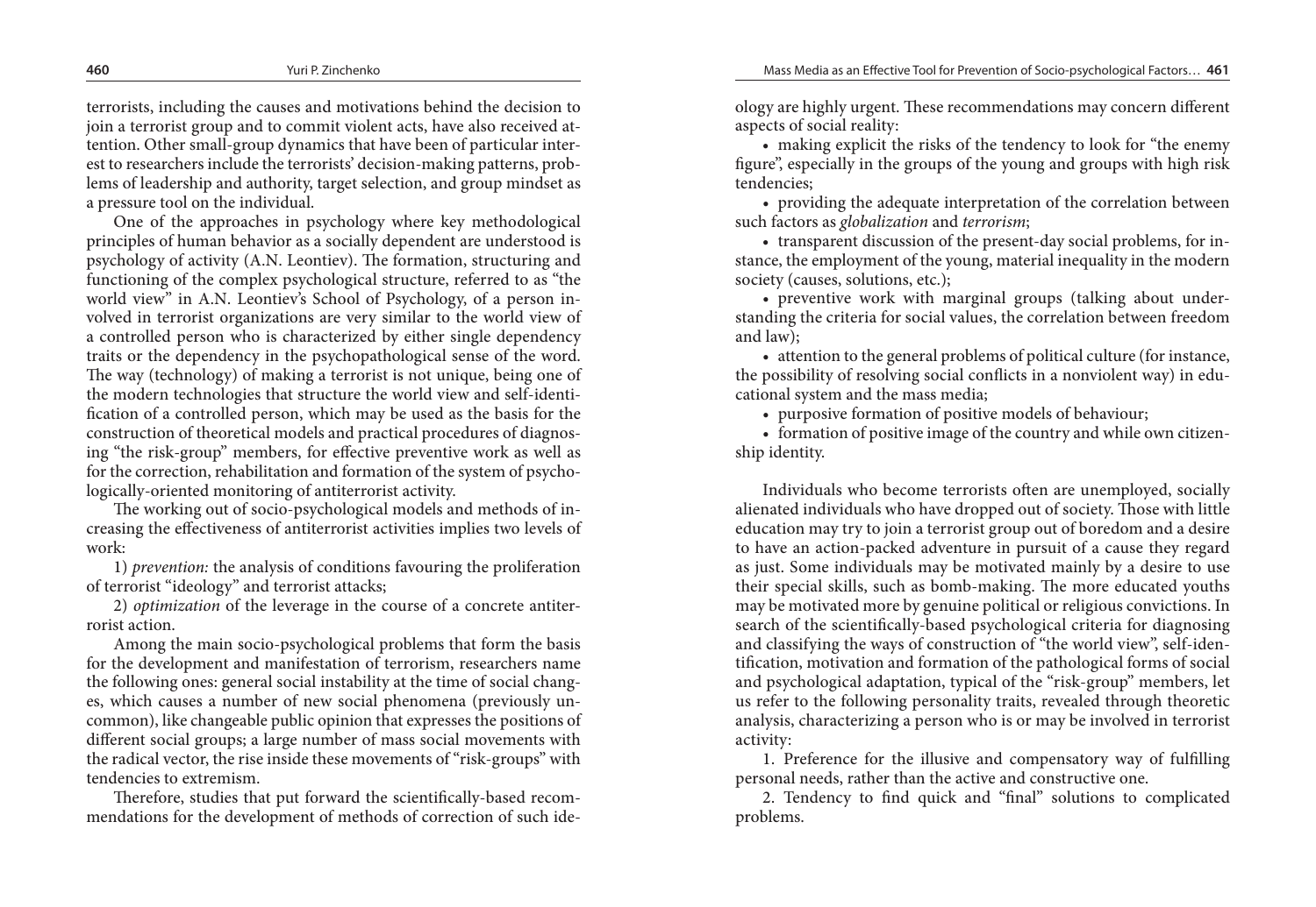terrorists, including the causes and motivations behind the decision to join a terrorist group and to commit violent acts, have also received attention. Other small-group dynamics that have been of particular interest to researchers include the terrorists' decision-making patterns, problems of leadership and authority, target selection, and group mindset as a pressure tool on the individual.

One of the approaches in psychology where key methodological principles of human behavior as a socially dependent are understood is psychology of activity (A.N. Leontiev). The formation, structuring and functioning of the complex psychological structure, referred to as "the world view" in A.N. Leontiev's School of Psychology, of a person involved in terrorist organizations are very similar to the world view of a controlled person who is characterized by either single dependency traits or the dependency in the psychopathological sense of the word. The way (technology) of making a terrorist is not unique, being one of the modern technologies that structure the world view and self-identification of a controlled person, which may be used as the basis for the construction of theoretical models and practical procedures of diagnosing "the risk-group" members, for effective preventive work as well as for the correction, rehabilitation and formation of the system of psychologically-oriented monitoring of antiterrorist activity.

The working out of socio-psychological models and methods of increasing the effectiveness of antiterrorist activities implies two levels of work:

1) *prevention:* the analysis of conditions favouring the proliferation of terrorist "ideology" and terrorist attacks;

2) *optimization* of the leverage in the course of a concrete antiterrorist action.

Among the main socio-psychological problems that form the basis for the development and manifestation of terrorism, researchers name the following ones: general social instability at the time of social changes, which causes a number of new social phenomena (previously uncommon), like changeable public opinion that expresses the positions of different social groups; a large number of mass social movements with the radical vector, the rise inside these movements of "risk-groups" with tendencies to extremism.

Therefore, studies that put forward the scientifically-based recommendations for the development of methods of correction of such ideology are highly urgent. These recommendations may concern different aspects of social reality:

- making explicit the risks of the tendency to look for "the enemy figure", especially in the groups of the young and groups with high risk tendencies;
- providing the adequate interpretation of the correlation between such factors as *globalization* and *terrorism*;
- transparent discussion of the present-day social problems, for instance, the employment of the young, material inequality in the modern society (causes, solutions, etc.);
- preventive work with marginal groups (talking about understanding the criteria for social values, the correlation between freedom and law);
- attention to the general problems of political culture (for instance, the possibility of resolving social conflicts in a nonviolent way) in educational system and the mass media;
- purposive formation of positive models of behaviour;
- formation of positive image of the country and while own citizenship identity.

Individuals who become terrorists often are unemployed, socially alienated individuals who have dropped out of society. Those with little education may try to join a terrorist group out of boredom and a desire to have an action-packed adventure in pursuit of a cause they regard as just. Some individuals may be motivated mainly by a desire to use their special skills, such as bomb-making. The more educated youths may be motivated more by genuine political or religious convictions. In search of the scientifically-based psychological criteria for diagnosing and classifying the ways of construction of "the world view", self-identification, motivation and formation of the pathological forms of social and psychological adaptation, typical of the "risk-group" members, let us refer to the following personality traits, revealed through theoretic analysis, characterizing a person who is or may be involved in terrorist activity:

1. Preference for the illusive and compensatory way of fulfilling personal needs, rather than the active and constructive one.

2. Tendency to find quick and "final" solutions to complicated problems.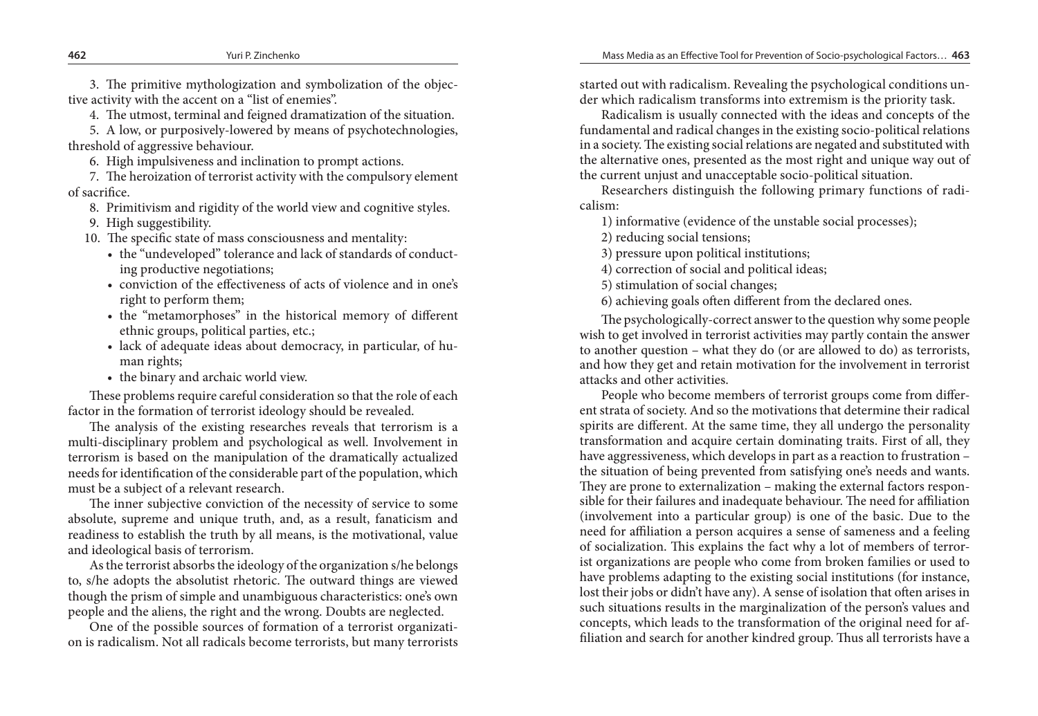3. The primitive mythologization and symbolization of the objective activity with the accent on a "list of enemies".

4. The utmost, terminal and feigned dramatization of the situation.

5. A low, or purposively-lowered by means of psychotechnologies, threshold of aggressive behaviour.

6. High impulsiveness and inclination to prompt actions.

7. The heroization of terrorist activity with the compulsory element of sacrifice.

8. Primitivism and rigidity of the world view and cognitive styles.

9. High suggestibility.

10. The specific state of mass consciousness and mentality:
    - the "undeveloped" tolerance and lack of standards of conducting productive negotiations;
    - conviction of the effectiveness of acts of violence and in one's right to perform them;
    - the "metamorphoses" in the historical memory of different ethnic groups, political parties, etc.;
    - lack of adequate ideas about democracy, in particular, of human rights;
    - the binary and archaic world view.

These problems require careful consideration so that the role of each factor in the formation of terrorist ideology should be revealed.

The analysis of the existing researches reveals that terrorism is a multi-disciplinary problem and psychological as well. Involvement in terrorism is based on the manipulation of the dramatically actualized needs for identification of the considerable part of the population, which must be a subject of a relevant research.

The inner subjective conviction of the necessity of service to some absolute, supreme and unique truth, and, as a result, fanaticism and readiness to establish the truth by all means, is the motivational, value and ideological basis of terrorism.

As the terrorist absorbs the ideology of the organization s/he belongs to, s/he adopts the absolutist rhetoric. The outward things are viewed though the prism of simple and unambiguous characteristics: one's own people and the aliens, the right and the wrong. Doubts are neglected.

One of the possible sources of formation of a terrorist organization is radicalism. Not all radicals become terrorists, but many terrorists started out with radicalism. Revealing the psychological conditions under which radicalism transforms into extremism is the priority task.

Radicalism is usually connected with the ideas and concepts of the fundamental and radical changes in the existing socio-political relations in a society. The existing social relations are negated and substituted with the alternative ones, presented as the most right and unique way out of the current unjust and unacceptable socio-political situation.

Researchers distinguish the following primary functions of radicalism:

1) informative (evidence of the unstable social processes);
2) reducing social tensions;
3) pressure upon political institutions;
4) correction of social and political ideas;
5) stimulation of social changes;
6) achieving goals often different from the declared ones.

The psychologically-correct answer to the question why some people wish to get involved in terrorist activities may partly contain the answer to another question – what they do (or are allowed to do) as terrorists, and how they get and retain motivation for the involvement in terrorist attacks and other activities.

People who become members of terrorist groups come from different strata of society. And so the motivations that determine their radical spirits are different. At the same time, they all undergo the personality transformation and acquire certain dominating traits. First of all, they have aggressiveness, which develops in part as a reaction to frustration – the situation of being prevented from satisfying one's needs and wants. They are prone to externalization – making the external factors responsible for their failures and inadequate behaviour. The need for affiliation (involvement into a particular group) is one of the basic. Due to the need for affiliation a person acquires a sense of sameness and a feeling of socialization. This explains the fact why a lot of members of terrorist organizations are people who come from broken families or used to have problems adapting to the existing social institutions (for instance, lost their jobs or didn't have any). A sense of isolation that often arises in such situations results in the marginalization of the person's values and concepts, which leads to the transformation of the original need for affiliation and search for another kindred group. Thus all terrorists have a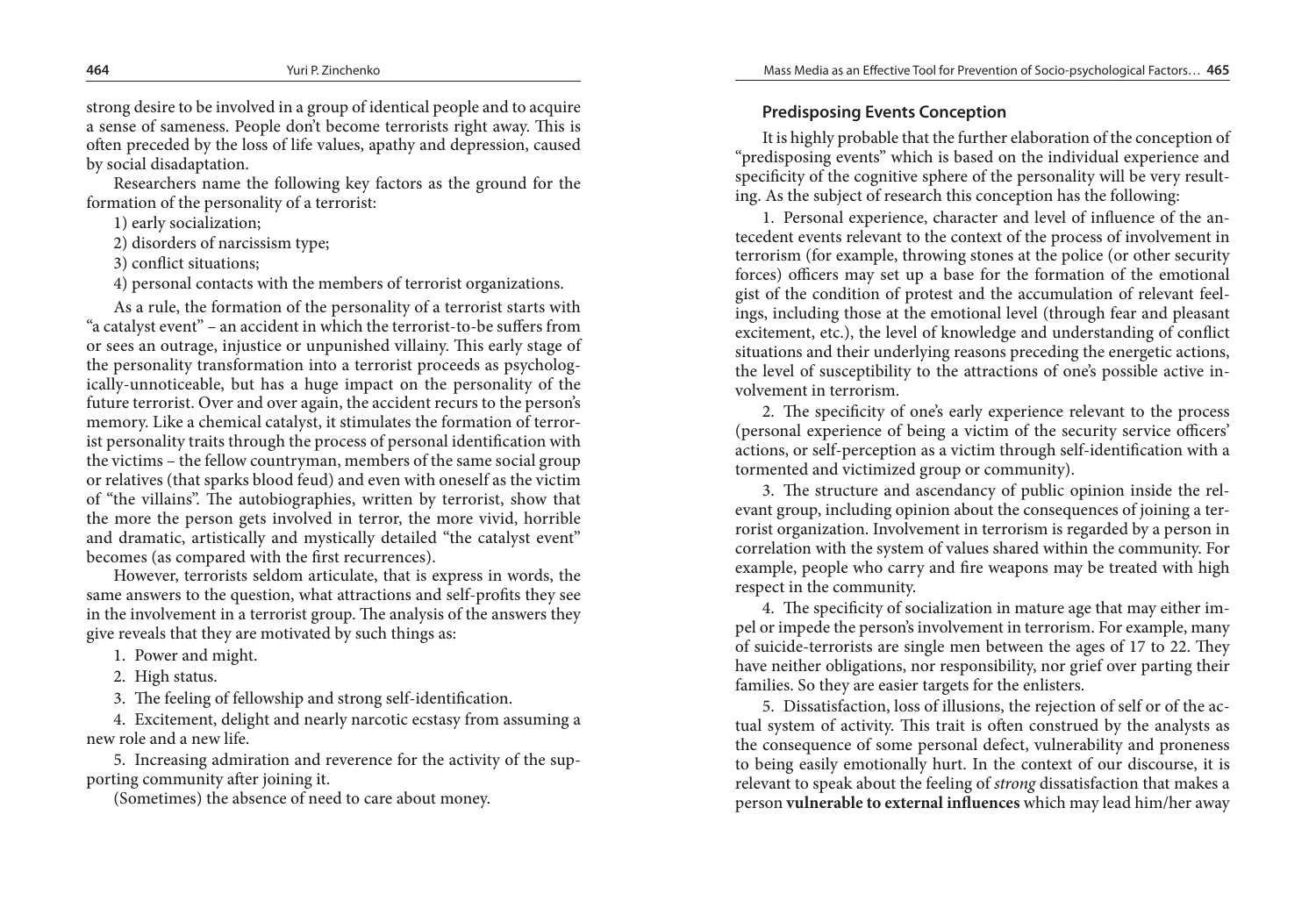strong desire to be involved in a group of identical people and to acquire a sense of sameness. People don't become terrorists right away. This is often preceded by the loss of life values, apathy and depression, caused by social disadaptation.

Researchers name the following key factors as the ground for the formation of the personality of a terrorist:

1) early socialization;
2) disorders of narcissism type;
3) conflict situations;
4) personal contacts with the members of terrorist organizations.

As a rule, the formation of the personality of a terrorist starts with "a catalyst event" – an accident in which the terrorist-to-be suffers from or sees an outrage, injustice or unpunished villainy. This early stage of the personality transformation into a terrorist proceeds as psychologically-unnoticeable, but has a huge impact on the personality of the future terrorist. Over and over again, the accident recurs to the person's memory. Like a chemical catalyst, it stimulates the formation of terrorist personality traits through the process of personal identification with the victims – the fellow countryman, members of the same social group or relatives (that sparks blood feud) and even with oneself as the victim of "the villains". The autobiographies, written by terrorist, show that the more the person gets involved in terror, the more vivid, horrible and dramatic, artistically and mystically detailed "the catalyst event" becomes (as compared with the first recurrences).

However, terrorists seldom articulate, that is express in words, the same answers to the question, what attractions and self-profits they see in the involvement in a terrorist group. The analysis of the answers they give reveals that they are motivated by such things as:

1. Power and might.
2. High status.
3. The feeling of fellowship and strong self-identification.
4. Excitement, delight and nearly narcotic ecstasy from assuming a new role and a new life.
5. Increasing admiration and reverence for the activity of the supporting community after joining it.

(Sometimes) the absence of need to care about money.

### Predisposing Events Conception

It is highly probable that the further elaboration of the conception of "predisposing events" which is based on the individual experience and specificity of the cognitive sphere of the personality will be very resulting. As the subject of research this conception has the following:

1. Personal experience, character and level of influence of the antecedent events relevant to the context of the process of involvement in terrorism (for example, throwing stones at the police (or other security forces) officers may set up a base for the formation of the emotional gist of the condition of protest and the accumulation of relevant feelings, including those at the emotional level (through fear and pleasant excitement, etc.), the level of knowledge and understanding of conflict situations and their underlying reasons preceding the energetic actions, the level of susceptibility to the attractions of one's possible active involvement in terrorism.

2. The specificity of one's early experience relevant to the process (personal experience of being a victim of the security service officers' actions, or self-perception as a victim through self-identification with a tormented and victimized group or community).

3. The structure and ascendancy of public opinion inside the relevant group, including opinion about the consequences of joining a terrorist organization. Involvement in terrorism is regarded by a person in correlation with the system of values shared within the community. For example, people who carry and fire weapons may be treated with high respect in the community.

4. The specificity of socialization in mature age that may either impel or impede the person's involvement in terrorism. For example, many of suicide-terrorists are single men between the ages of 17 to 22. They have neither obligations, nor responsibility, nor grief over parting their families. So they are easier targets for the enlisters.

5. Dissatisfaction, loss of illusions, the rejection of self or of the actual system of activity. This trait is often construed by the analysts as the consequence of some personal defect, vulnerability and proneness to being easily emotionally hurt. In the context of our discourse, it is relevant to speak about the feeling of *strong* dissatisfaction that makes a person **vulnerable to external influences** which may lead him/her away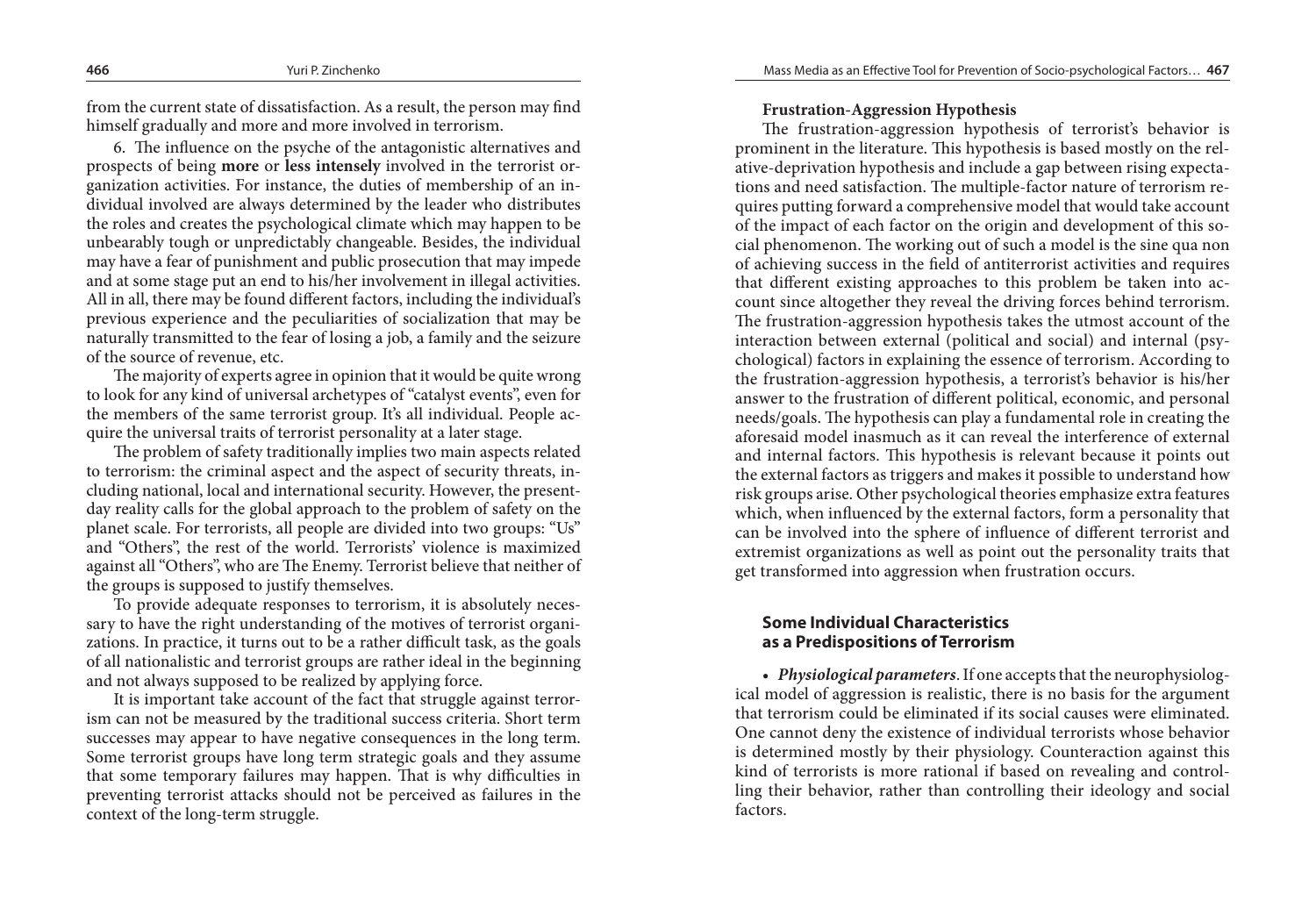from the current state of dissatisfaction. As a result, the person may find himself gradually and more and more involved in terrorism.

6. The influence on the psyche of the antagonistic alternatives and prospects of being **more** or **less intensely** involved in the terrorist organization activities. For instance, the duties of membership of an individual involved are always determined by the leader who distributes the roles and creates the psychological climate which may happen to be unbearably tough or unpredictably changeable. Besides, the individual may have a fear of punishment and public prosecution that may impede and at some stage put an end to his/her involvement in illegal activities. All in all, there may be found different factors, including the individual's previous experience and the peculiarities of socialization that may be naturally transmitted to the fear of losing a job, a family and the seizure of the source of revenue, etc.

The majority of experts agree in opinion that it would be quite wrong to look for any kind of universal archetypes of "catalyst events", even for the members of the same terrorist group. It's all individual. People acquire the universal traits of terrorist personality at a later stage.

The problem of safety traditionally implies two main aspects related to terrorism: the criminal aspect and the aspect of security threats, including national, local and international security. However, the present-day reality calls for the global approach to the problem of safety on the planet scale. For terrorists, all people are divided into two groups: "Us" and "Others", the rest of the world. Terrorists' violence is maximized against all "Others", who are The Enemy. Terrorist believe that neither of the groups is supposed to justify themselves.

To provide adequate responses to terrorism, it is absolutely necessary to have the right understanding of the motives of terrorist organizations. In practice, it turns out to be a rather difficult task, as the goals of all nationalistic and terrorist groups are rather ideal in the beginning and not always supposed to be realized by applying force.

It is important take account of the fact that struggle against terrorism can not be measured by the traditional success criteria. Short term successes may appear to have negative consequences in the long term. Some terrorist groups have long term strategic goals and they assume that some temporary failures may happen. That is why difficulties in preventing terrorist attacks should not be perceived as failures in the context of the long-term struggle.

**Frustration-Aggression Hypothesis**

The frustration-aggression hypothesis of terrorist's behavior is prominent in the literature. This hypothesis is based mostly on the relative-deprivation hypothesis and include a gap between rising expectations and need satisfaction. The multiple-factor nature of terrorism requires putting forward a comprehensive model that would take account of the impact of each factor on the origin and development of this social phenomenon. The working out of such a model is the sine qua non of achieving success in the field of antiterrorist activities and requires that different existing approaches to this problem be taken into account since altogether they reveal the driving forces behind terrorism. The frustration-aggression hypothesis takes the utmost account of the interaction between external (political and social) and internal (psychological) factors in explaining the essence of terrorism. According to the frustration-aggression hypothesis, a terrorist's behavior is his/her answer to the frustration of different political, economic, and personal needs/goals. The hypothesis can play a fundamental role in creating the aforesaid model inasmuch as it can reveal the interference of external and internal factors. This hypothesis is relevant because it points out the external factors as triggers and makes it possible to understand how risk groups arise. Other psychological theories emphasize extra features which, when influenced by the external factors, form a personality that can be involved into the sphere of influence of different terrorist and extremist organizations as well as point out the personality traits that get transformed into aggression when frustration occurs.

## Some Individual Characteristics as a Predispositions of Terrorism

- ***Physiological parameters***. If one accepts that the neurophysiological model of aggression is realistic, there is no basis for the argument that terrorism could be eliminated if its social causes were eliminated. One cannot deny the existence of individual terrorists whose behavior is determined mostly by their physiology. Counteraction against this kind of terrorists is more rational if based on revealing and controlling their behavior, rather than controlling their ideology and social factors.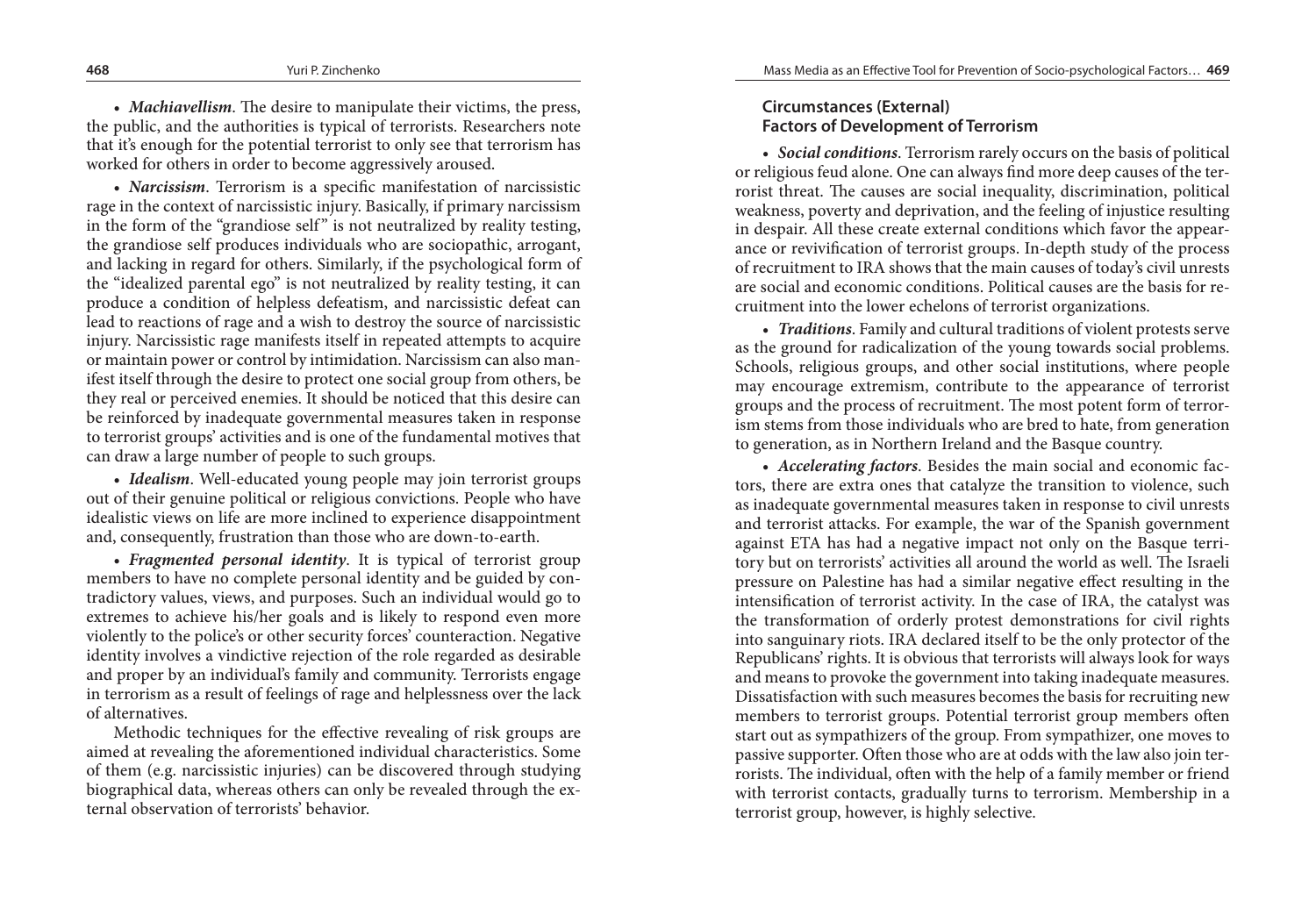• ***Machiavellism***. The desire to manipulate their victims, the press, the public, and the authorities is typical of terrorists. Researchers note that it's enough for the potential terrorist to only see that terrorism has worked for others in order to become aggressively aroused.

• ***Narcissism***. Terrorism is a specific manifestation of narcissistic rage in the context of narcissistic injury. Basically, if primary narcissism in the form of the "grandiose self" is not neutralized by reality testing, the grandiose self produces individuals who are sociopathic, arrogant, and lacking in regard for others. Similarly, if the psychological form of the "idealized parental ego" is not neutralized by reality testing, it can produce a condition of helpless defeatism, and narcissistic defeat can lead to reactions of rage and a wish to destroy the source of narcissistic injury. Narcissistic rage manifests itself in repeated attempts to acquire or maintain power or control by intimidation. Narcissism can also manifest itself through the desire to protect one social group from others, be they real or perceived enemies. It should be noticed that this desire can be reinforced by inadequate governmental measures taken in response to terrorist groups' activities and is one of the fundamental motives that can draw a large number of people to such groups.

• ***Idealism***. Well-educated young people may join terrorist groups out of their genuine political or religious convictions. People who have idealistic views on life are more inclined to experience disappointment and, consequently, frustration than those who are down-to-earth.

• ***Fragmented personal identity***. It is typical of terrorist group members to have no complete personal identity and be guided by contradictory values, views, and purposes. Such an individual would go to extremes to achieve his/her goals and is likely to respond even more violently to the police's or other security forces' counteraction. Negative identity involves a vindictive rejection of the role regarded as desirable and proper by an individual's family and community. Terrorists engage in terrorism as a result of feelings of rage and helplessness over the lack of alternatives.

Methodic techniques for the effective revealing of risk groups are aimed at revealing the aforementioned individual characteristics. Some of them (e.g. narcissistic injuries) can be discovered through studying biographical data, whereas others can only be revealed through the external observation of terrorists' behavior.

## Circumstances (External) Factors of Development of Terrorism

• ***Social conditions***. Terrorism rarely occurs on the basis of political or religious feud alone. One can always find more deep causes of the terrorist threat. The causes are social inequality, discrimination, political weakness, poverty and deprivation, and the feeling of injustice resulting in despair. All these create external conditions which favor the appearance or revivification of terrorist groups. In-depth study of the process of recruitment to IRA shows that the main causes of today's civil unrests are social and economic conditions. Political causes are the basis for recruitment into the lower echelons of terrorist organizations.

• ***Traditions***. Family and cultural traditions of violent protests serve as the ground for radicalization of the young towards social problems. Schools, religious groups, and other social institutions, where people may encourage extremism, contribute to the appearance of terrorist groups and the process of recruitment. The most potent form of terrorism stems from those individuals who are bred to hate, from generation to generation, as in Northern Ireland and the Basque country.

• ***Accelerating factors***. Besides the main social and economic factors, there are extra ones that catalyze the transition to violence, such as inadequate governmental measures taken in response to civil unrests and terrorist attacks. For example, the war of the Spanish government against ETA has had a negative impact not only on the Basque territory but on terrorists' activities all around the world as well. The Israeli pressure on Palestine has had a similar negative effect resulting in the intensification of terrorist activity. In the case of IRA, the catalyst was the transformation of orderly protest demonstrations for civil rights into sanguinary riots. IRA declared itself to be the only protector of the Republicans' rights. It is obvious that terrorists will always look for ways and means to provoke the government into taking inadequate measures. Dissatisfaction with such measures becomes the basis for recruiting new members to terrorist groups. Potential terrorist group members often start out as sympathizers of the group. From sympathizer, one moves to passive supporter. Often those who are at odds with the law also join terrorists. The individual, often with the help of a family member or friend with terrorist contacts, gradually turns to terrorism. Membership in a terrorist group, however, is highly selective.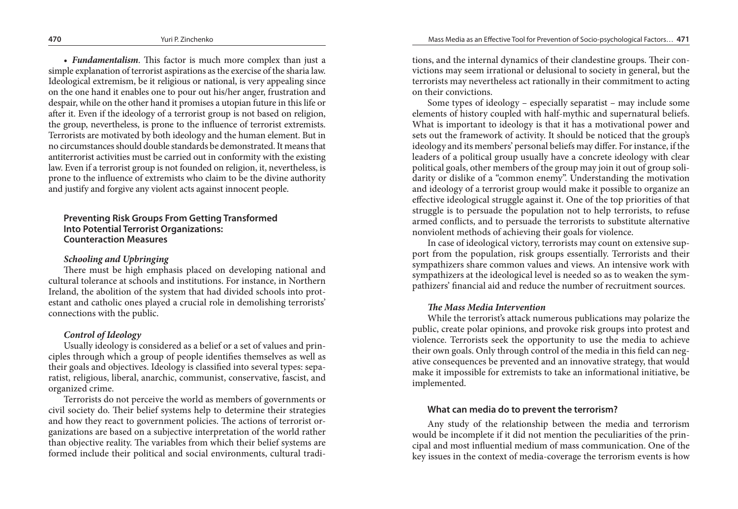• ***Fundamentalism***. This factor is much more complex than just a simple explanation of terrorist aspirations as the exercise of the sharia law. Ideological extremism, be it religious or national, is very appealing since on the one hand it enables one to pour out his/her anger, frustration and despair, while on the other hand it promises a utopian future in this life or after it. Even if the ideology of a terrorist group is not based on religion, the group, nevertheless, is prone to the influence of terrorist extremists. Terrorists are motivated by both ideology and the human element. But in no circumstances should double standards be demonstrated. It means that antiterrorist activities must be carried out in conformity with the existing law. Even if a terrorist group is not founded on religion, it, nevertheless, is prone to the influence of extremists who claim to be the divine authority and justify and forgive any violent acts against innocent people.

## Preventing Risk Groups From Getting Transformed Into Potential Terrorist Organizations: Counteraction Measures

### *Schooling and Upbringing*

There must be high emphasis placed on developing national and cultural tolerance at schools and institutions. For instance, in Northern Ireland, the abolition of the system that had divided schools into protestant and catholic ones played a crucial role in demolishing terrorists' connections with the public.

### *Control of Ideology*

Usually ideology is considered as a belief or a set of values and principles through which a group of people identifies themselves as well as their goals and objectives. Ideology is classified into several types: separatist, religious, liberal, anarchic, communist, conservative, fascist, and organized crime.

Terrorists do not perceive the world as members of governments or civil society do. Their belief systems help to determine their strategies and how they react to government policies. The actions of terrorist organizations are based on a subjective interpretation of the world rather than objective reality. The variables from which their belief systems are formed include their political and social environments, cultural traditions, and the internal dynamics of their clandestine groups. Their convictions may seem irrational or delusional to society in general, but the terrorists may nevertheless act rationally in their commitment to acting on their convictions.

Some types of ideology – especially separatist – may include some elements of history coupled with half-mythic and supernatural beliefs. What is important to ideology is that it has a motivational power and sets out the framework of activity. It should be noticed that the group's ideology and its members' personal beliefs may differ. For instance, if the leaders of a political group usually have a concrete ideology with clear political goals, other members of the group may join it out of group solidarity or dislike of a "common enemy". Understanding the motivation and ideology of a terrorist group would make it possible to organize an effective ideological struggle against it. One of the top priorities of that struggle is to persuade the population not to help terrorists, to refuse armed conflicts, and to persuade the terrorists to substitute alternative nonviolent methods of achieving their goals for violence.

In case of ideological victory, terrorists may count on extensive support from the population, risk groups essentially. Terrorists and their sympathizers share common values and views. An intensive work with sympathizers at the ideological level is needed so as to weaken the sympathizers' financial aid and reduce the number of recruitment sources.

### *The Mass Media Intervention*

While the terrorist's attack numerous publications may polarize the public, create polar opinions, and provoke risk groups into protest and violence. Terrorists seek the opportunity to use the media to achieve their own goals. Only through control of the media in this field can negative consequences be prevented and an innovative strategy, that would make it impossible for extremists to take an informational initiative, be implemented.

## What can media do to prevent the terrorism?

Any study of the relationship between the media and terrorism would be incomplete if it did not mention the peculiarities of the principal and most influential medium of mass communication. One of the key issues in the context of media-coverage the terrorism events is how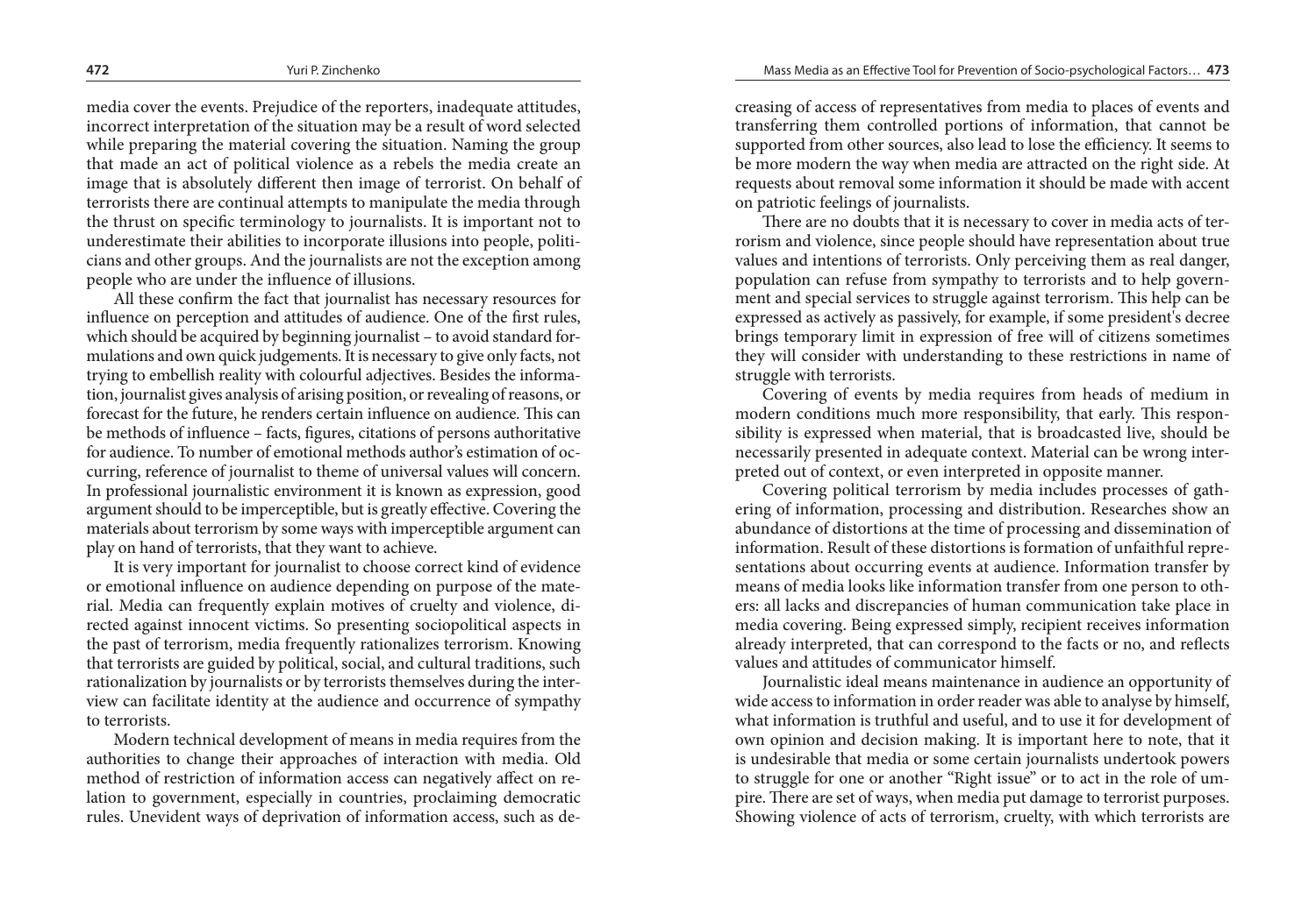media cover the events. Prejudice of the reporters, inadequate attitudes, incorrect interpretation of the situation may be a result of word selected while preparing the material covering the situation. Naming the group that made an act of political violence as a rebels the media create an image that is absolutely different then image of terrorist. On behalf of terrorists there are continual attempts to manipulate the media through the thrust on specific terminology to journalists. It is important not to underestimate their abilities to incorporate illusions into people, politicians and other groups. And the journalists are not the exception among people who are under the influence of illusions.

All these confirm the fact that journalist has necessary resources for influence on perception and attitudes of audience. One of the first rules, which should be acquired by beginning journalist – to avoid standard formulations and own quick judgements. It is necessary to give only facts, not trying to embellish reality with colourful adjectives. Besides the information, journalist gives analysis of arising position, or revealing of reasons, or forecast for the future, he renders certain influence on audience. This can be methods of influence – facts, figures, citations of persons authoritative for audience. To number of emotional methods author's estimation of occurring, reference of journalist to theme of universal values will concern. In professional journalistic environment it is known as expression, good argument should to be imperceptible, but is greatly effective. Covering the materials about terrorism by some ways with imperceptible argument can play on hand of terrorists, that they want to achieve.

It is very important for journalist to choose correct kind of evidence or emotional influence on audience depending on purpose of the material. Media can frequently explain motives of cruelty and violence, directed against innocent victims. So presenting sociopolitical aspects in the past of terrorism, media frequently rationalizes terrorism. Knowing that terrorists are guided by political, social, and cultural traditions, such rationalization by journalists or by terrorists themselves during the interview can facilitate identity at the audience and occurrence of sympathy to terrorists.

Modern technical development of means in media requires from the authorities to change their approaches of interaction with media. Old method of restriction of information access can negatively affect on relation to government, especially in countries, proclaiming democratic rules. Unevident ways of deprivation of information access, such as decreasing of access of representatives from media to places of events and transferring them controlled portions of information, that cannot be supported from other sources, also lead to lose the efficiency. It seems to be more modern the way when media are attracted on the right side. At requests about removal some information it should be made with accent on patriotic feelings of journalists.

There are no doubts that it is necessary to cover in media acts of terrorism and violence, since people should have representation about true values and intentions of terrorists. Only perceiving them as real danger, population can refuse from sympathy to terrorists and to help government and special services to struggle against terrorism. This help can be expressed as actively as passively, for example, if some president's decree brings temporary limit in expression of free will of citizens sometimes they will consider with understanding to these restrictions in name of struggle with terrorists.

Covering of events by media requires from heads of medium in modern conditions much more responsibility, that early. This responsibility is expressed when material, that is broadcasted live, should be necessarily presented in adequate context. Material can be wrong interpreted out of context, or even interpreted in opposite manner.

Covering political terrorism by media includes processes of gathering of information, processing and distribution. Researches show an abundance of distortions at the time of processing and dissemination of information. Result of these distortions is formation of unfaithful representations about occurring events at audience. Information transfer by means of media looks like information transfer from one person to others: all lacks and discrepancies of human communication take place in media covering. Being expressed simply, recipient receives information already interpreted, that can correspond to the facts or no, and reflects values and attitudes of communicator himself.

Journalistic ideal means maintenance in audience an opportunity of wide access to information in order reader was able to analyse by himself, what information is truthful and useful, and to use it for development of own opinion and decision making. It is important here to note, that it is undesirable that media or some certain journalists undertook powers to struggle for one or another "Right issue" or to act in the role of umpire. There are set of ways, when media put damage to terrorist purposes. Showing violence of acts of terrorism, cruelty, with which terrorists are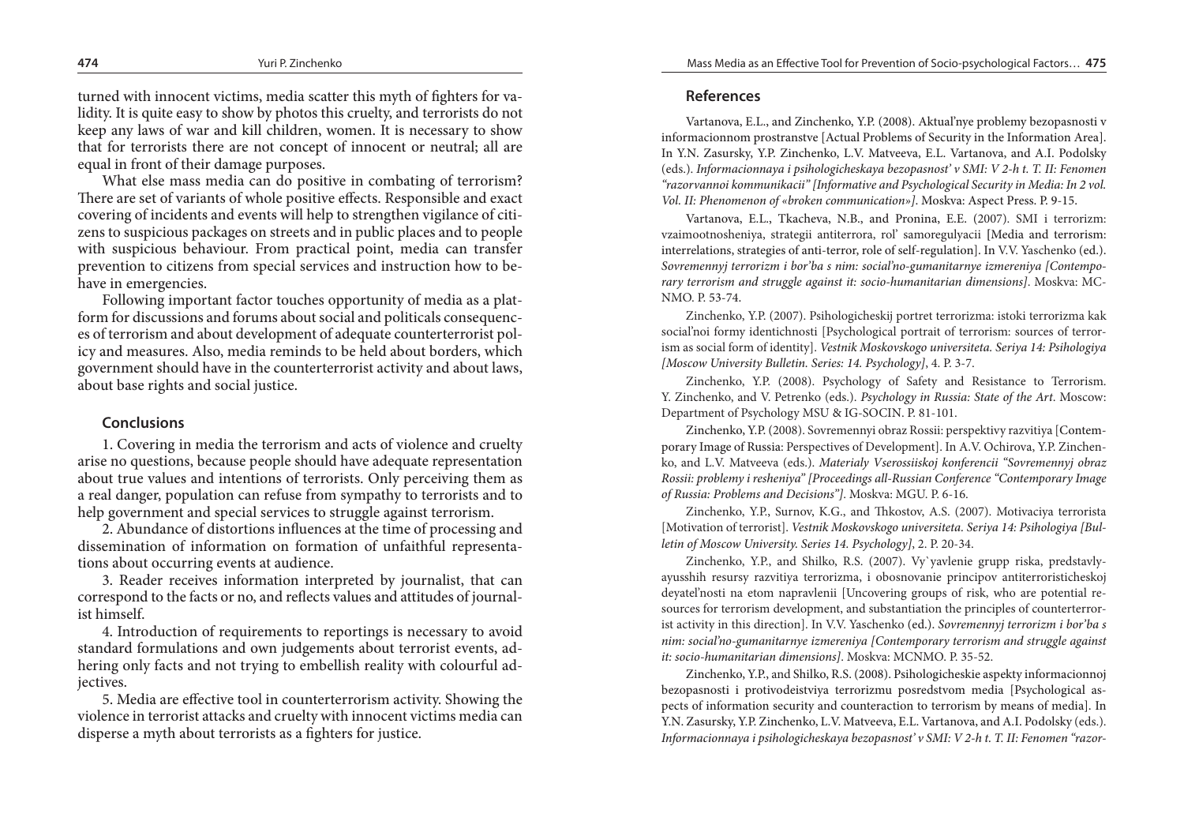turned with innocent victims, media scatter this myth of fighters for validity. It is quite easy to show by photos this cruelty, and terrorists do not keep any laws of war and kill children, women. It is necessary to show that for terrorists there are not concept of innocent or neutral; all are equal in front of their damage purposes.

What else mass media can do positive in combating of terrorism? There are set of variants of whole positive effects. Responsible and exact covering of incidents and events will help to strengthen vigilance of citizens to suspicious packages on streets and in public places and to people with suspicious behaviour. From practical point, media can transfer prevention to citizens from special services and instruction how to behave in emergencies.

Following important factor touches opportunity of media as a platform for discussions and forums about social and politicals consequences of terrorism and about development of adequate counterterrorist policy and measures. Also, media reminds to be held about borders, which government should have in the counterterrorist activity and about laws, about base rights and social justice.

## Conclusions

1. Covering in media the terrorism and acts of violence and cruelty arise no questions, because people should have adequate representation about true values and intentions of terrorists. Only perceiving them as a real danger, population can refuse from sympathy to terrorists and to help government and special services to struggle against terrorism.

2. Abundance of distortions influences at the time of processing and dissemination of information on formation of unfaithful representations about occurring events at audience.

3. Reader receives information interpreted by journalist, that can correspond to the facts or no, and reflects values and attitudes of journalist himself.

4. Introduction of requirements to reportings is necessary to avoid standard formulations and own judgements about terrorist events, adhering only facts and not trying to embellish reality with colourful adjectives.

5. Media are effective tool in counterterrorism activity. Showing the violence in terrorist attacks and cruelty with innocent victims media can disperse a myth about terrorists as a fighters for justice.

## References

Vartanova, E.L., and Zinchenko, Y.P. (2008). Aktual'nye problemy bezopasnosti v informacionnom prostranstve [Actual Problems of Security in the Information Area]. In Y.N. Zasursky, Y.P. Zinchenko, L.V. Matveeva, E.L. Vartanova, and A.I. Podolsky (eds.). *Informacionnaya i psihologicheskaya bezopasnost' v SMI: V 2-h t. T. II: Fenomen "razorvannoi kommunikacii" [Informative and Psychological Security in Media: In 2 vol. Vol. II: Phenomenon of «broken communication»]*. Moskva: Aspect Press. P. 9-15.

Vartanova, E.L., Tkacheva, N.B., and Pronina, E.E. (2007). SMI i terrorizm: vzaimootnosheniya, strategii antiterrora, rol' samoregulyacii [Media and terrorism: interrelations, strategies of anti-terror, role of self-regulation]. In V.V. Yaschenko (ed.). *Sovremennyj terrorizm i bor'ba s nim: social'no-gumanitarnye izmereniya [Contemporary terrorism and struggle against it: socio-humanitarian dimensions]*. Moskva: MCNMO. P. 53-74.

Zinchenko, Y.P. (2007). Psihologicheskij portret terrorizma: istoki terrorizma kak social'noi formy identichnosti [Psychological portrait of terrorism: sources of terrorism as social form of identity]. *Vestnik Moskovskogo universiteta. Seriya 14: Psihologiya [Moscow University Bulletin. Series: 14. Psychology]*, 4. P. 3-7.

Zinchenko, Y.P. (2008). Psychology of Safety and Resistance to Terrorism. Y. Zinchenko, and V. Petrenko (eds.). *Psychology in Russia: State of the Art*. Moscow: Department of Psychology MSU & IG-SOCIN. P. 81-101.

Zinchenko, Y.P. (2008). Sovremennyi obraz Rossii: perspektivy razvitiya [Contemporary Image of Russia: Perspectives of Development]. In A.V. Ochirova, Y.P. Zinchenko, and L.V. Matveeva (eds.). *Materialy Vserossiiskoj konferencii "Sovremennyj obraz Rossii: problemy i resheniya" [Proceedings all-Russian Conference "Contemporary Image of Russia: Problems and Decisions"]*. Moskva: MGU. P. 6-16.

Zinchenko, Y.P., Surnov, K.G., and Thkostov, A.S. (2007). Motivaciya terrorista [Motivation of terrorist]. *Vestnik Moskovskogo universiteta. Seriya 14: Psihologiya [Bulletin of Moscow University. Series 14. Psychology]*, 2. P. 20-34.

Zinchenko, Y.P., and Shilko, R.S. (2007). Vy`yavlenie grupp riska, predstavlyayusshih resursy razvitiya terrorizma, i obosnovanie principov antiterroristicheskoj deyatel'nosti na etom napravlenii [Uncovering groups of risk, who are potential resources for terrorism development, and substantiation the principles of counterterrorist activity in this direction]. In V.V. Yaschenko (ed.). *Sovremennyj terrorizm i bor'ba s nim: social'no-gumanitarnye izmereniya [Contemporary terrorism and struggle against it: socio-humanitarian dimensions]*. Moskva: MCNMO. P. 35-52.

Zinchenko, Y.P., and Shilko, R.S. (2008). Psihologicheskie aspekty informacionnoj bezopasnosti i protivodeistviya terrorizmu posredstvom media [Psychological aspects of information security and counteraction to terrorism by means of media]. In Y.N. Zasursky, Y.P. Zinchenko, L.V. Matveeva, E.L. Vartanova, and A.I. Podolsky (eds.). *Informacionnaya i psihologicheskaya bezopasnost' v SMI: V 2-h t. T. II: Fenomen "razor-*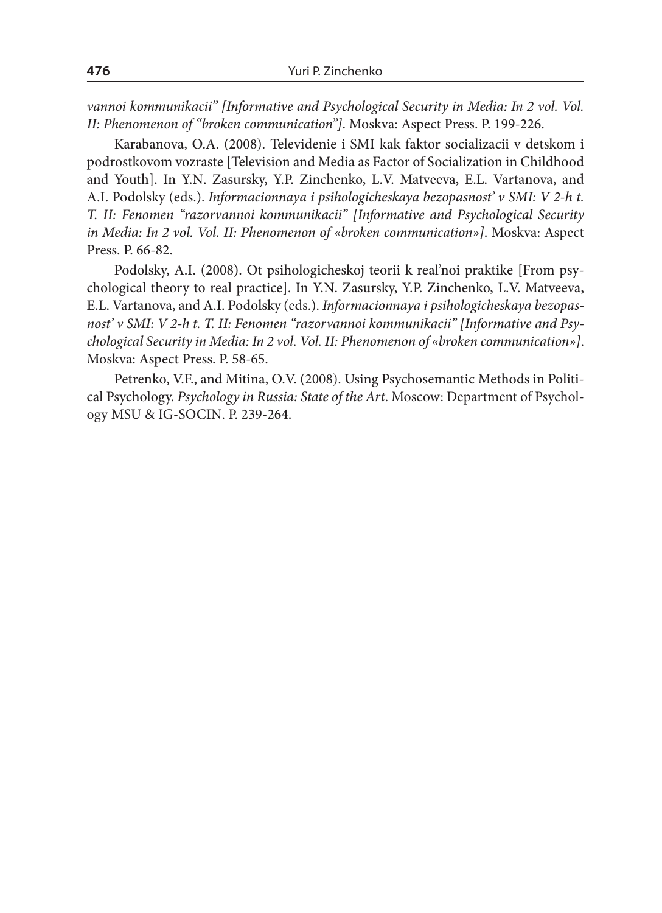*vannoi kommunikacii" [Informative and Psychological Security in Media: In 2 vol. Vol. II: Phenomenon of "broken communication"]*. Moskva: Aspect Press. P. 199-226.

Karabanova, O.A. (2008). Televidenie i SMI kak faktor socializacii v detskom i podrostkovom vozraste [Television and Media as Factor of Socialization in Childhood and Youth]. In Y.N. Zasursky, Y.P. Zinchenko, L.V. Matveeva, E.L. Vartanova, and A.I. Podolsky (eds.). *Informacionnaya i psihologicheskaya bezopasnost' v SMI: V 2-h t. T. II: Fenomen "razorvannoi kommunikacii" [Informative and Psychological Security in Media: In 2 vol. Vol. II: Phenomenon of «broken communication»]*. Moskva: Aspect Press. P. 66-82.

Podolsky, A.I. (2008). Ot psihologicheskoj teorii k real'noi praktike [From psychological theory to real practice]. In Y.N. Zasursky, Y.P. Zinchenko, L.V. Matveeva, E.L. Vartanova, and A.I. Podolsky (eds.). *Informacionnaya i psihologicheskaya bezopasnost' v SMI: V 2-h t. T. II: Fenomen "razorvannoi kommunikacii" [Informative and Psychological Security in Media: In 2 vol. Vol. II: Phenomenon of «broken communication»]*. Moskva: Aspect Press. P. 58-65.

Petrenko, V.F., and Mitina, O.V. (2008). Using Psychosemantic Methods in Political Psychology. *Psychology in Russia: State of the Art*. Moscow: Department of Psychology MSU & IG-SOCIN. P. 239-264.